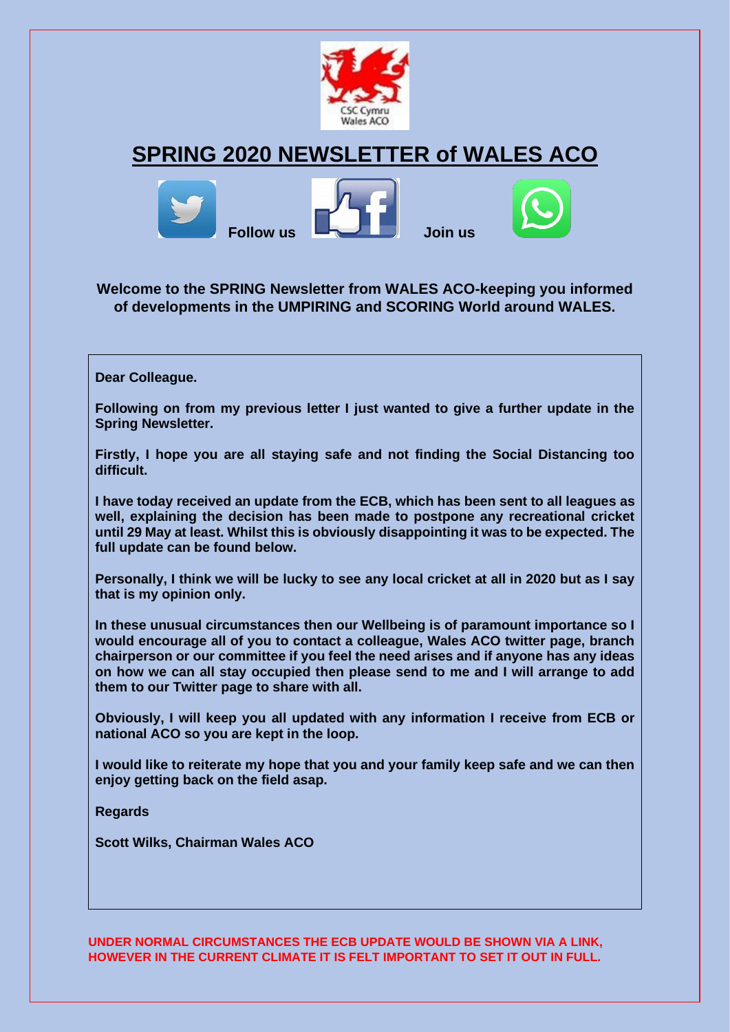CSC Cymru
Wales ACO

# SPRING 2020 NEWSLETTER of WALES ACO

**Follow us** **Join us**

**Welcome to the SPRING Newsletter from WALES ACO-keeping you informed of developments in the UMPIRING and SCORING World around WALES.**

**Dear Colleague.**

**Following on from my previous letter I just wanted to give a further update in the Spring Newsletter.**

**Firstly, I hope you are all staying safe and not finding the Social Distancing too difficult.**

**I have today received an update from the ECB, which has been sent to all leagues as well, explaining the decision has been made to postpone any recreational cricket until 29 May at least. Whilst this is obviously disappointing it was to be expected. The full update can be found below.**

**Personally, I think we will be lucky to see any local cricket at all in 2020 but as I say that is my opinion only.**

**In these unusual circumstances then our Wellbeing is of paramount importance so I would encourage all of you to contact a colleague, Wales ACO twitter page, branch chairperson or our committee if you feel the need arises and if anyone has any ideas on how we can all stay occupied then please send to me and I will arrange to add them to our Twitter page to share with all.**

**Obviously, I will keep you all updated with any information I receive from ECB or national ACO so you are kept in the loop.**

**I would like to reiterate my hope that you and your family keep safe and we can then enjoy getting back on the field asap.**

**Regards**

**Scott Wilks, Chairman Wales ACO**

**UNDER NORMAL CIRCUMSTANCES THE ECB UPDATE WOULD BE SHOWN VIA A LINK, HOWEVER IN THE CURRENT CLIMATE IT IS FELT IMPORTANT TO SET IT OUT IN FULL.**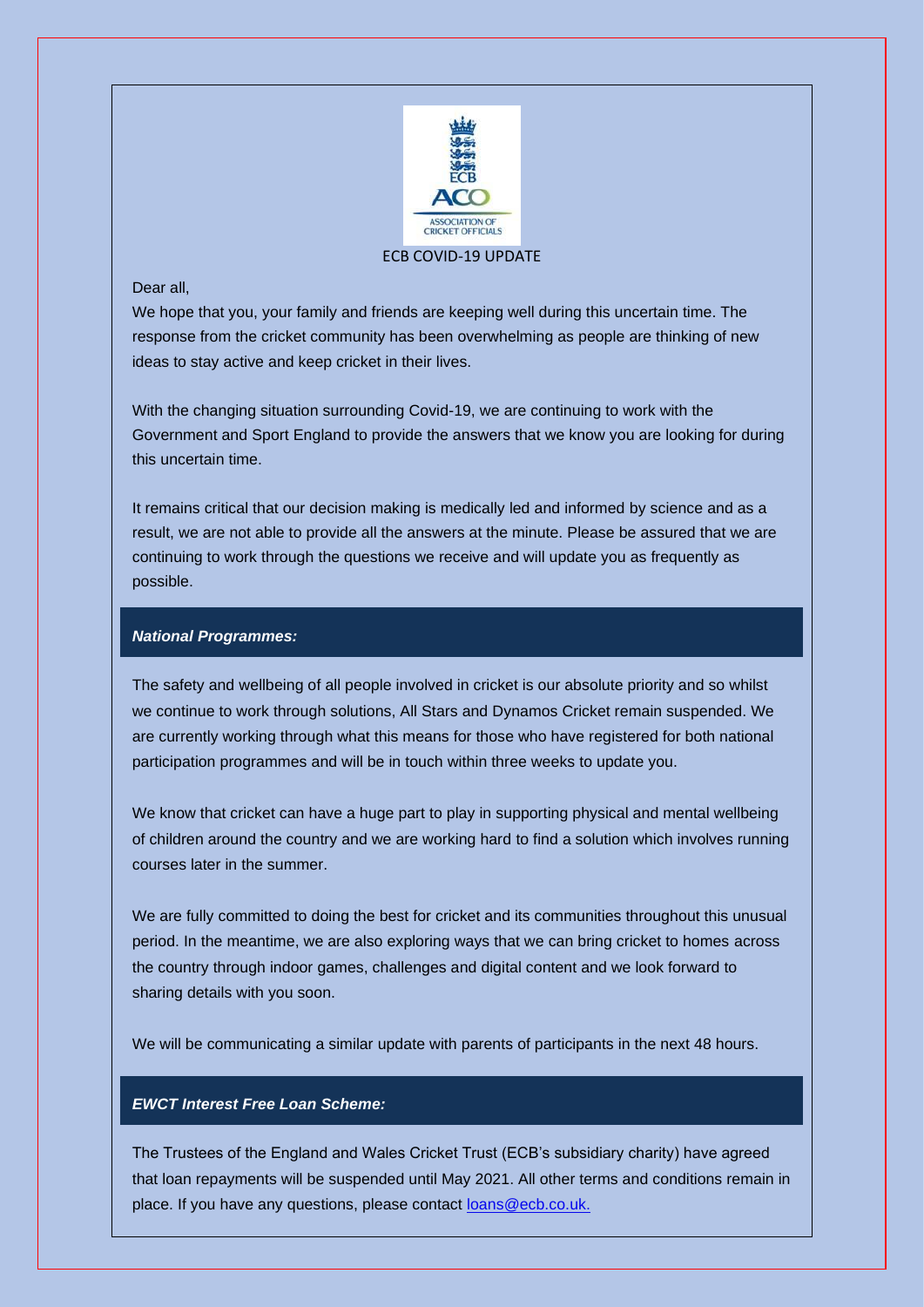ECB COVID-19 UPDATE

Dear all,

We hope that you, your family and friends are keeping well during this uncertain time. The response from the cricket community has been overwhelming as people are thinking of new ideas to stay active and keep cricket in their lives.

With the changing situation surrounding Covid-19, we are continuing to work with the Government and Sport England to provide the answers that we know you are looking for during this uncertain time.

It remains critical that our decision making is medically led and informed by science and as a result, we are not able to provide all the answers at the minute. Please be assured that we are continuing to work through the questions we receive and will update you as frequently as possible.

### *National Programmes:*

The safety and wellbeing of all people involved in cricket is our absolute priority and so whilst we continue to work through solutions, All Stars and Dynamos Cricket remain suspended. We are currently working through what this means for those who have registered for both national participation programmes and will be in touch within three weeks to update you.

We know that cricket can have a huge part to play in supporting physical and mental wellbeing of children around the country and we are working hard to find a solution which involves running courses later in the summer.

We are fully committed to doing the best for cricket and its communities throughout this unusual period. In the meantime, we are also exploring ways that we can bring cricket to homes across the country through indoor games, challenges and digital content and we look forward to sharing details with you soon.

We will be communicating a similar update with parents of participants in the next 48 hours.

### *EWCT Interest Free Loan Scheme:*

The Trustees of the England and Wales Cricket Trust (ECB's subsidiary charity) have agreed that loan repayments will be suspended until May 2021. All other terms and conditions remain in place. If you have any questions, please contact loans@ecb.co.uk.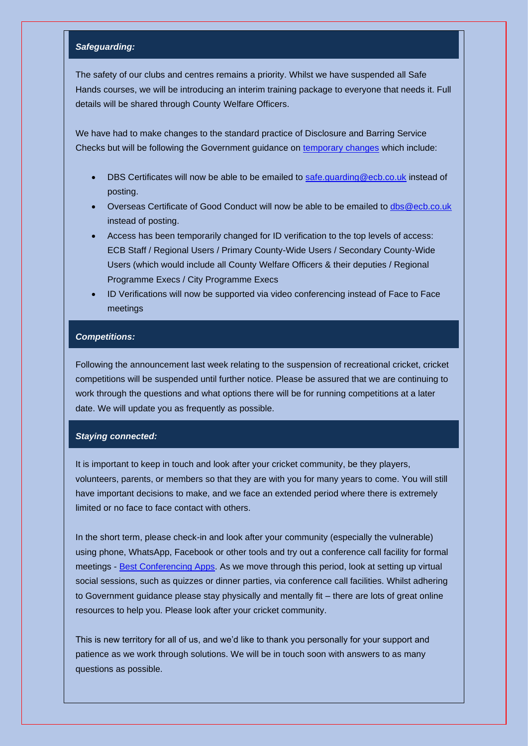### *Safeguarding:*

The safety of our clubs and centres remains a priority. Whilst we have suspended all Safe Hands courses, we will be introducing an interim training package to everyone that needs it. Full details will be shared through County Welfare Officers.

We have had to make changes to the standard practice of Disclosure and Barring Service Checks but will be following the Government guidance on [temporary changes] which include:

- DBS Certificates will now be able to be emailed to safe.guarding@ecb.co.uk instead of posting.
- Overseas Certificate of Good Conduct will now be able to be emailed to dbs@ecb.co.uk instead of posting.
- Access has been temporarily changed for ID verification to the top levels of access: ECB Staff / Regional Users / Primary County-Wide Users / Secondary County-Wide Users (which would include all County Welfare Officers & their deputies / Regional Programme Execs / City Programme Execs
- ID Verifications will now be supported via video conferencing instead of Face to Face meetings

### *Competitions:*

Following the announcement last week relating to the suspension of recreational cricket, cricket competitions will be suspended until further notice. Please be assured that we are continuing to work through the questions and what options there will be for running competitions at a later date. We will update you as frequently as possible.

### *Staying connected:*

It is important to keep in touch and look after your cricket community, be they players, volunteers, parents, or members so that they are with you for many years to come. You will still have important decisions to make, and we face an extended period where there is extremely limited or no face to face contact with others.

In the short term, please check-in and look after your community (especially the vulnerable) using phone, WhatsApp, Facebook or other tools and try out a conference call facility for formal meetings - [Best Conferencing Apps]. As we move through this period, look at setting up virtual social sessions, such as quizzes or dinner parties, via conference call facilities. Whilst adhering to Government guidance please stay physically and mentally fit – there are lots of great online resources to help you. Please look after your cricket community.

This is new territory for all of us, and we'd like to thank you personally for your support and patience as we work through solutions. We will be in touch soon with answers to as many questions as possible.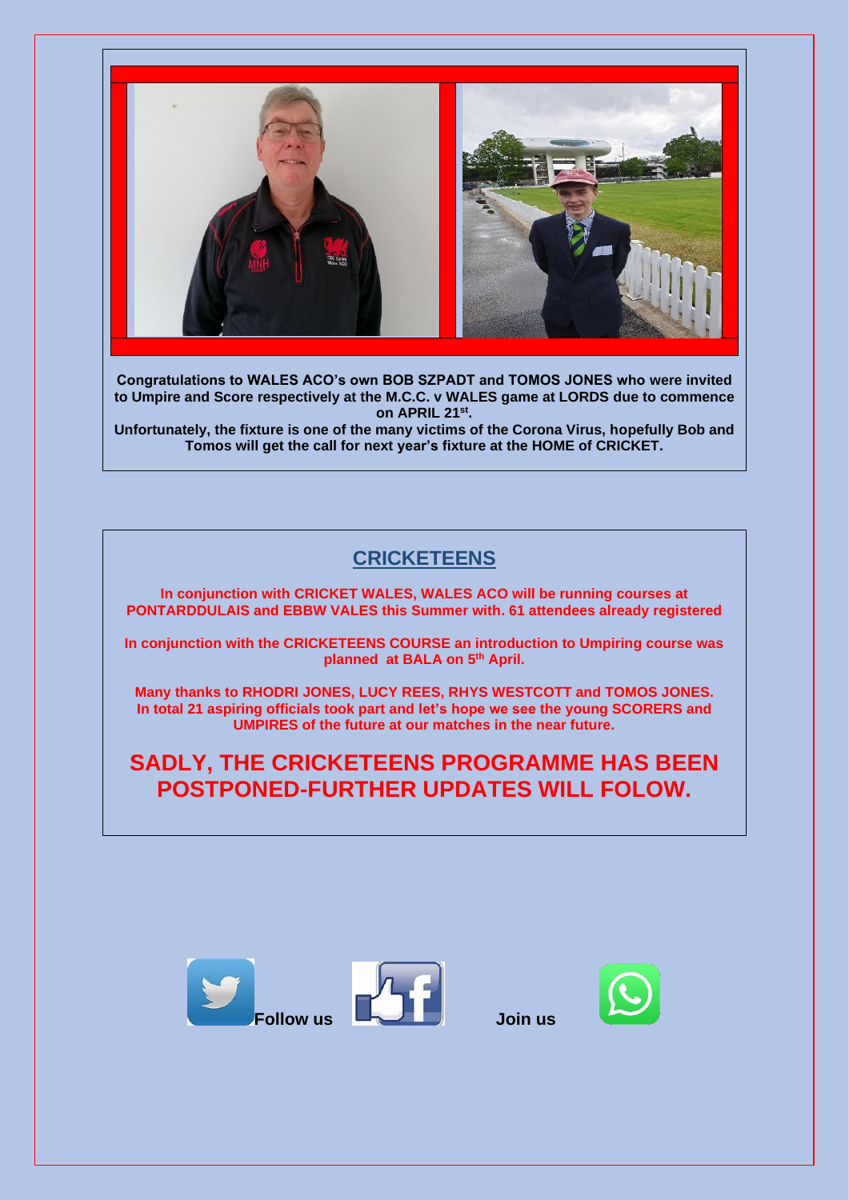**Congratulations to WALES ACO's own BOB SZPADT and TOMOS JONES who were invited to Umpire and Score respectively at the M.C.C. v WALES game at LORDS due to commence on APRIL 21st.**

**Unfortunately, the fixture is one of the many victims of the Corona Virus, hopefully Bob and Tomos will get the call for next year's fixture at the HOME of CRICKET.**

## CRICKETEENS

**In conjunction with CRICKET WALES, WALES ACO will be running courses at PONTARDDULAIS and EBBW VALES this Summer with. 61 attendees already registered**

**In conjunction with the CRICKETEENS COURSE an introduction to Umpiring course was planned at BALA on 5th April.**

**Many thanks to RHODRI JONES, LUCY REES, RHYS WESTCOTT and TOMOS JONES. In total 21 aspiring officials took part and let's hope we see the young SCORERS and UMPIRES of the future at our matches in the near future.**

## SADLY, THE CRICKETEENS PROGRAMME HAS BEEN POSTPONED-FURTHER UPDATES WILL FOLOW.

**Follow us** **Join us**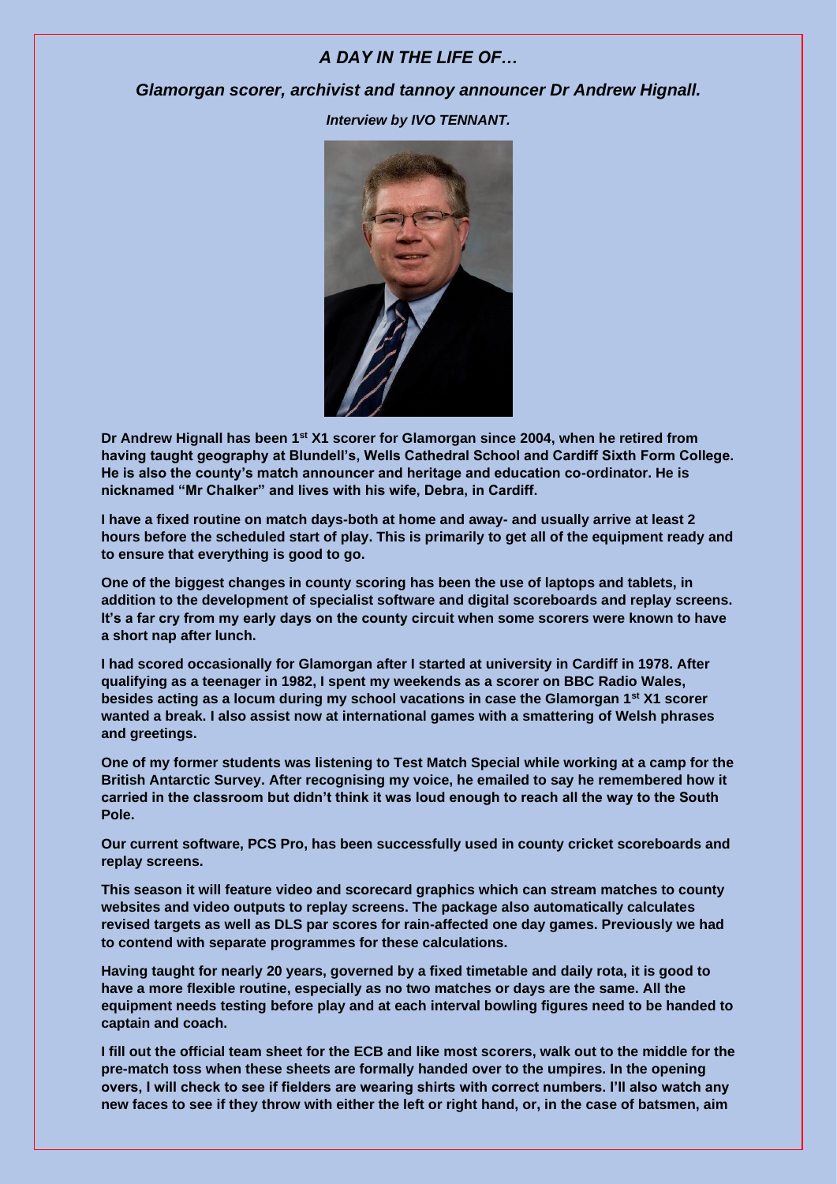## *A DAY IN THE LIFE OF…*

### *Glamorgan scorer, archivist and tannoy announcer Dr Andrew Hignall.*

***Interview by IVO TENNANT.***

**Dr Andrew Hignall has been 1st X1 scorer for Glamorgan since 2004, when he retired from having taught geography at Blundell's, Wells Cathedral School and Cardiff Sixth Form College. He is also the county's match announcer and heritage and education co-ordinator. He is nicknamed "Mr Chalker" and lives with his wife, Debra, in Cardiff.**

**I have a fixed routine on match days-both at home and away- and usually arrive at least 2 hours before the scheduled start of play. This is primarily to get all of the equipment ready and to ensure that everything is good to go.**

**One of the biggest changes in county scoring has been the use of laptops and tablets, in addition to the development of specialist software and digital scoreboards and replay screens. It's a far cry from my early days on the county circuit when some scorers were known to have a short nap after lunch.**

**I had scored occasionally for Glamorgan after I started at university in Cardiff in 1978. After qualifying as a teenager in 1982, I spent my weekends as a scorer on BBC Radio Wales, besides acting as a locum during my school vacations in case the Glamorgan 1st X1 scorer wanted a break. I also assist now at international games with a smattering of Welsh phrases and greetings.**

**One of my former students was listening to Test Match Special while working at a camp for the British Antarctic Survey. After recognising my voice, he emailed to say he remembered how it carried in the classroom but didn't think it was loud enough to reach all the way to the South Pole.**

**Our current software, PCS Pro, has been successfully used in county cricket scoreboards and replay screens.**

**This season it will feature video and scorecard graphics which can stream matches to county websites and video outputs to replay screens. The package also automatically calculates revised targets as well as DLS par scores for rain-affected one day games. Previously we had to contend with separate programmes for these calculations.**

**Having taught for nearly 20 years, governed by a fixed timetable and daily rota, it is good to have a more flexible routine, especially as no two matches or days are the same. All the equipment needs testing before play and at each interval bowling figures need to be handed to captain and coach.**

**I fill out the official team sheet for the ECB and like most scorers, walk out to the middle for the pre-match toss when these sheets are formally handed over to the umpires. In the opening overs, I will check to see if fielders are wearing shirts with correct numbers. I'll also watch any new faces to see if they throw with either the left or right hand, or, in the case of batsmen, aim**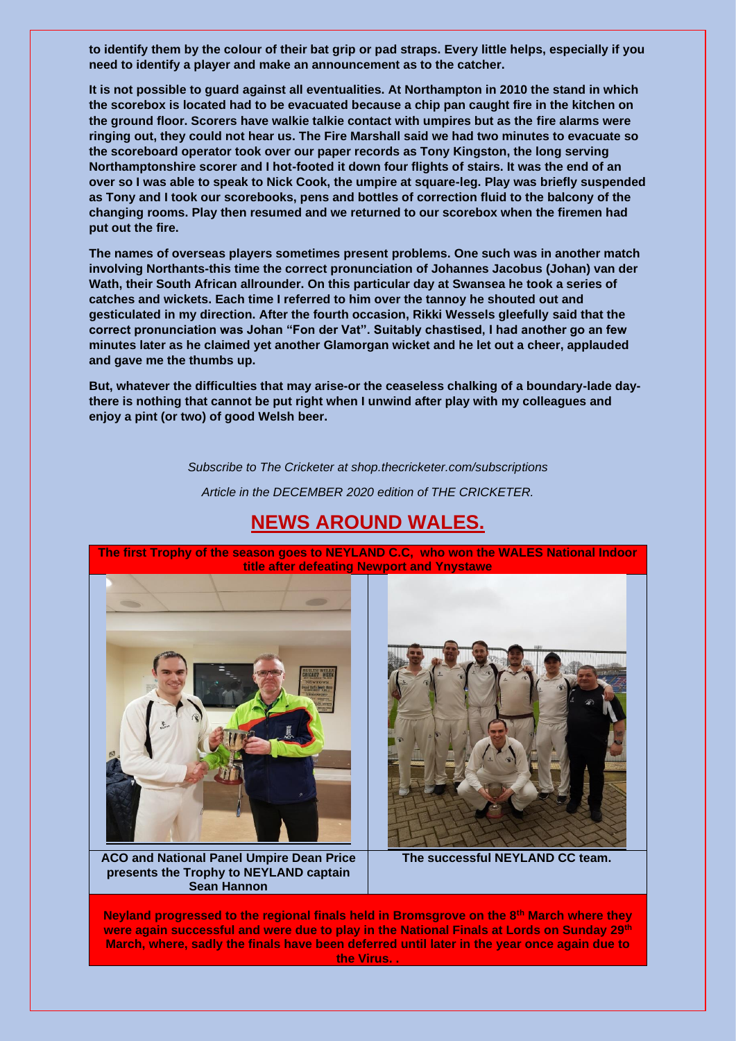**to identify them by the colour of their bat grip or pad straps. Every little helps, especially if you need to identify a player and make an announcement as to the catcher.**

**It is not possible to guard against all eventualities. At Northampton in 2010 the stand in which the scorebox is located had to be evacuated because a chip pan caught fire in the kitchen on the ground floor. Scorers have walkie talkie contact with umpires but as the fire alarms were ringing out, they could not hear us. The Fire Marshall said we had two minutes to evacuate so the scoreboard operator took over our paper records as Tony Kingston, the long serving Northamptonshire scorer and I hot-footed it down four flights of stairs. It was the end of an over so I was able to speak to Nick Cook, the umpire at square-leg. Play was briefly suspended as Tony and I took our scorebooks, pens and bottles of correction fluid to the balcony of the changing rooms. Play then resumed and we returned to our scorebox when the firemen had put out the fire.**

**The names of overseas players sometimes present problems. One such was in another match involving Northants-this time the correct pronunciation of Johannes Jacobus (Johan) van der Wath, their South African allrounder. On this particular day at Swansea he took a series of catches and wickets. Each time I referred to him over the tannoy he shouted out and gesticulated in my direction. After the fourth occasion, Rikki Wessels gleefully said that the correct pronunciation was Johan "Fon der Vat". Suitably chastised, I had another go an few minutes later as he claimed yet another Glamorgan wicket and he let out a cheer, applauded and gave me the thumbs up.**

**But, whatever the difficulties that may arise-or the ceaseless chalking of a boundary-lade day-there is nothing that cannot be put right when I unwind after play with my colleagues and enjoy a pint (or two) of good Welsh beer.**

*Subscribe to The Cricketer at shop.thecricketer.com/subscriptions*

*Article in the DECEMBER 2020 edition of THE CRICKETER.*

## NEWS AROUND WALES.

**The first Trophy of the season goes to NEYLAND C.C, who won the WALES National Indoor title after defeating Newport and Ynystawe**

**ACO and National Panel Umpire Dean Price presents the Trophy to NEYLAND captain Sean Hannon**

**The successful NEYLAND CC team.**

**Neyland progressed to the regional finals held in Bromsgrove on the 8th March where they were again successful and were due to play in the National Finals at Lords on Sunday 29th March, where, sadly the finals have been deferred until later in the year once again due to the Virus. .**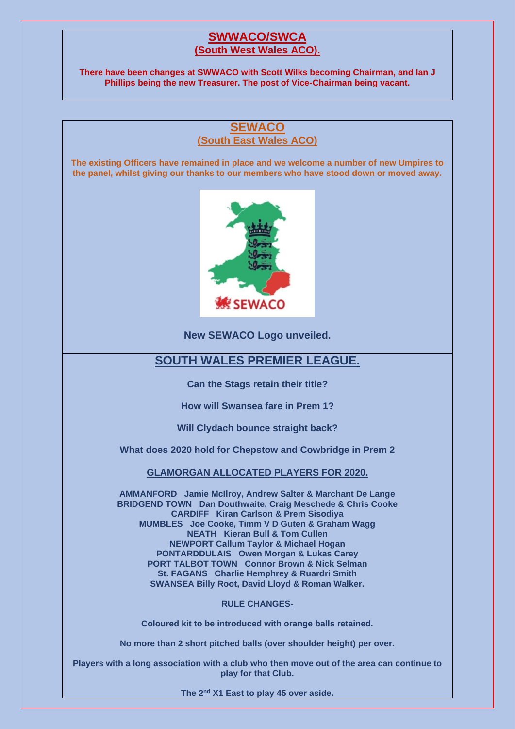## SWWACO/SWCA
### (South West Wales ACO).

**There have been changes at SWWACO with Scott Wilks becoming Chairman, and Ian J Phillips being the new Treasurer. The post of Vice-Chairman being vacant.**

## SEWACO
### (South East Wales ACO)

**The existing Officers have remained in place and we welcome a number of new Umpires to the panel, whilst giving our thanks to our members who have stood down or moved away.**

**New SEWACO Logo unveiled.**

## SOUTH WALES PREMIER LEAGUE.

**Can the Stags retain their title?**

**How will Swansea fare in Prem 1?**

**Will Clydach bounce straight back?**

**What does 2020 hold for Chepstow and Cowbridge in Prem 2**

### GLAMORGAN ALLOCATED PLAYERS FOR 2020.

**AMMANFORD** Jamie McIlroy, Andrew Salter & Marchant De Lange
**BRIDGEND TOWN** Dan Douthwaite, Craig Meschede & Chris Cooke
**CARDIFF** Kiran Carlson & Prem Sisodiya
**MUMBLES** Joe Cooke, Timm V D Guten & Graham Wagg
**NEATH** Kieran Bull & Tom Cullen
**NEWPORT** Callum Taylor & Michael Hogan
**PONTARDDULAIS** Owen Morgan & Lukas Carey
**PORT TALBOT TOWN** Connor Brown & Nick Selman
**St. FAGANS** Charlie Hemphrey & Ruardri Smith
**SWANSEA** Billy Root, David Lloyd & Roman Walker.

### RULE CHANGES-

**Coloured kit to be introduced with orange balls retained.**

**No more than 2 short pitched balls (over shoulder height) per over.**

**Players with a long association with a club who then move out of the area can continue to play for that Club.**

**The 2nd X1 East to play 45 over aside.**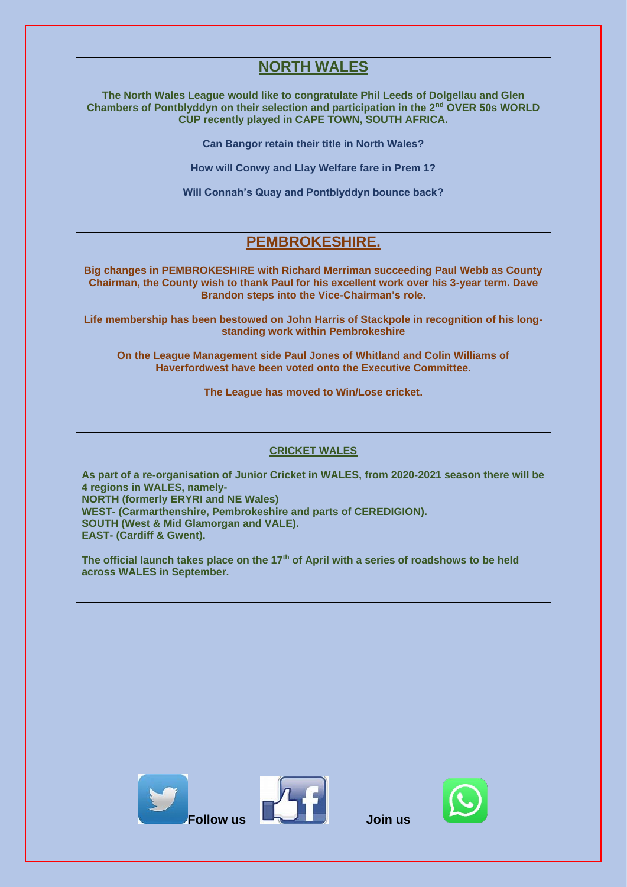## NORTH WALES

**The North Wales League would like to congratulate Phil Leeds of Dolgellau and Glen Chambers of Pontblyddyn on their selection and participation in the 2nd OVER 50s WORLD CUP recently played in CAPE TOWN, SOUTH AFRICA.**

**Can Bangor retain their title in North Wales?**

**How will Conwy and Llay Welfare fare in Prem 1?**

**Will Connah's Quay and Pontblyddyn bounce back?**

## PEMBROKESHIRE.

**Big changes in PEMBROKESHIRE with Richard Merriman succeeding Paul Webb as County Chairman, the County wish to thank Paul for his excellent work over his 3-year term. Dave Brandon steps into the Vice-Chairman's role.**

**Life membership has been bestowed on John Harris of Stackpole in recognition of his long-standing work within Pembrokeshire**

**On the League Management side Paul Jones of Whitland and Colin Williams of Haverfordwest have been voted onto the Executive Committee.**

**The League has moved to Win/Lose cricket.**

### CRICKET WALES

**As part of a re-organisation of Junior Cricket in WALES, from 2020-2021 season there will be 4 regions in WALES, namely-**
**NORTH (formerly ERYRI and NE Wales)**
**WEST- (Carmarthenshire, Pembrokeshire and parts of CEREDIGION).**
**SOUTH (West & Mid Glamorgan and VALE).**
**EAST- (Cardiff & Gwent).**

**The official launch takes place on the 17th of April with a series of roadshows to be held across WALES in September.**

**Follow us** **Join us**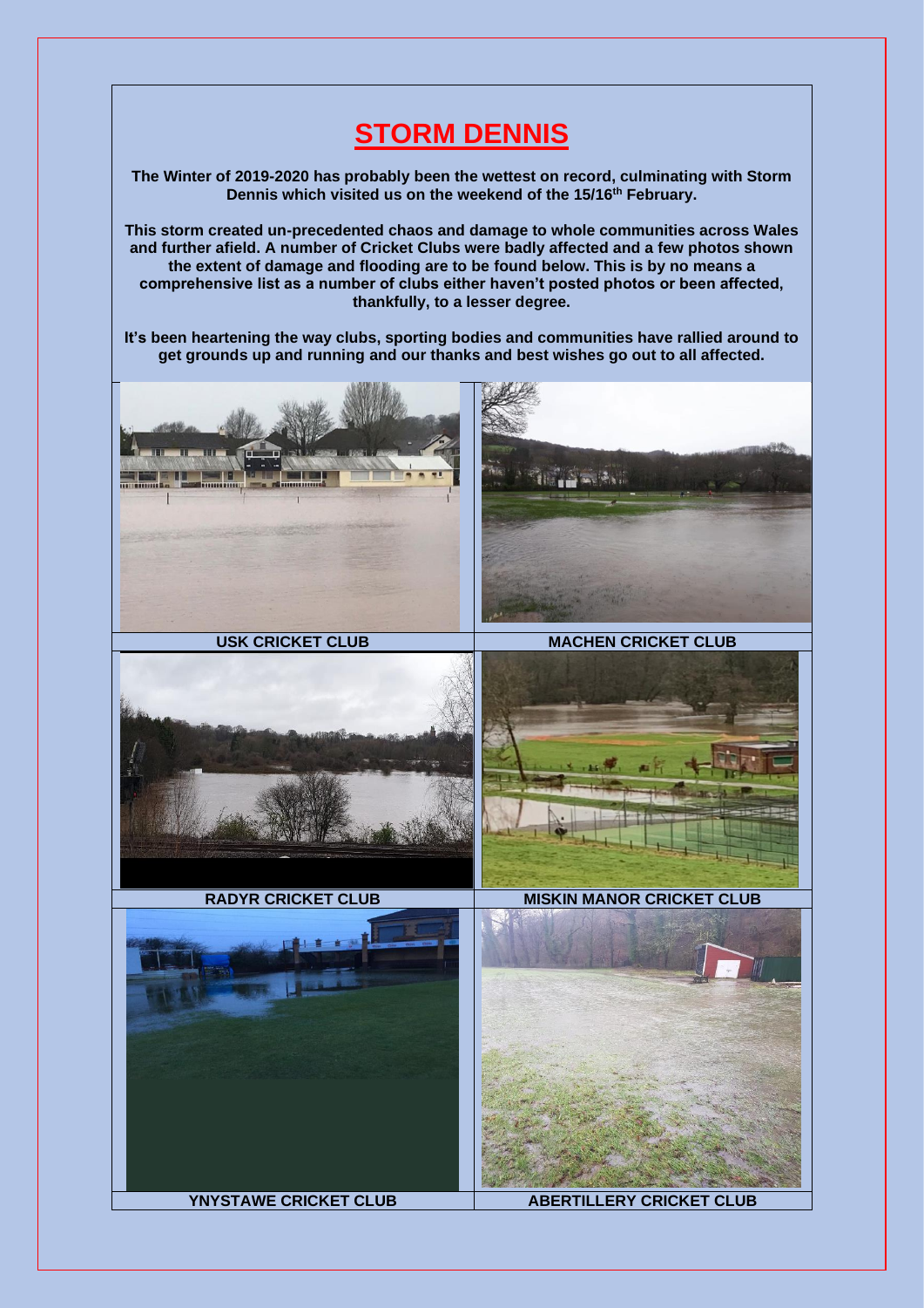# STORM DENNIS

**The Winter of 2019-2020 has probably been the wettest on record, culminating with Storm Dennis which visited us on the weekend of the 15/16th February.**

**This storm created un-precedented chaos and damage to whole communities across Wales and further afield. A number of Cricket Clubs were badly affected and a few photos shown the extent of damage and flooding are to be found below. This is by no means a comprehensive list as a number of clubs either haven't posted photos or been affected, thankfully, to a lesser degree.**

**It's been heartening the way clubs, sporting bodies and communities have rallied around to get grounds up and running and our thanks and best wishes go out to all affected.**

**USK CRICKET CLUB**

**MACHEN CRICKET CLUB**

**RADYR CRICKET CLUB**

**MISKIN MANOR CRICKET CLUB**

**YNYSTAWE CRICKET CLUB**

**ABERTILLERY CRICKET CLUB**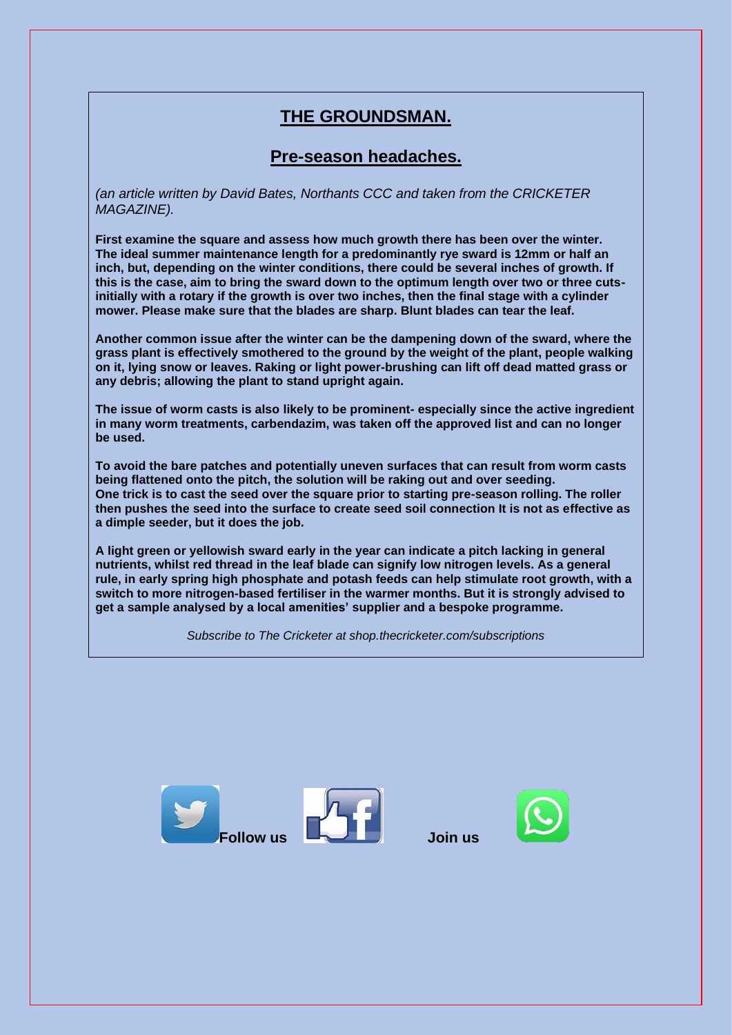# THE GROUNDSMAN.

## Pre-season headaches.

*(an article written by David Bates, Northants CCC and taken from the CRICKETER MAGAZINE).*

**First examine the square and assess how much growth there has been over the winter. The ideal summer maintenance length for a predominantly rye sward is 12mm or half an inch, but, depending on the winter conditions, there could be several inches of growth. If this is the case, aim to bring the sward down to the optimum length over two or three cuts- initially with a rotary if the growth is over two inches, then the final stage with a cylinder mower. Please make sure that the blades are sharp. Blunt blades can tear the leaf.**

**Another common issue after the winter can be the dampening down of the sward, where the grass plant is effectively smothered to the ground by the weight of the plant, people walking on it, lying snow or leaves. Raking or light power-brushing can lift off dead matted grass or any debris; allowing the plant to stand upright again.**

**The issue of worm casts is also likely to be prominent- especially since the active ingredient in many worm treatments, carbendazim, was taken off the approved list and can no longer be used.**

**To avoid the bare patches and potentially uneven surfaces that can result from worm casts being flattened onto the pitch, the solution will be raking out and over seeding. One trick is to cast the seed over the square prior to starting pre-season rolling. The roller then pushes the seed into the surface to create seed soil connection It is not as effective as a dimple seeder, but it does the job.**

**A light green or yellowish sward early in the year can indicate a pitch lacking in general nutrients, whilst red thread in the leaf blade can signify low nitrogen levels. As a general rule, in early spring high phosphate and potash feeds can help stimulate root growth, with a switch to more nitrogen-based fertiliser in the warmer months. But it is strongly advised to get a sample analysed by a local amenities' supplier and a bespoke programme.**

*Subscribe to The Cricketer at shop.thecricketer.com/subscriptions*

**Follow us** **Join us**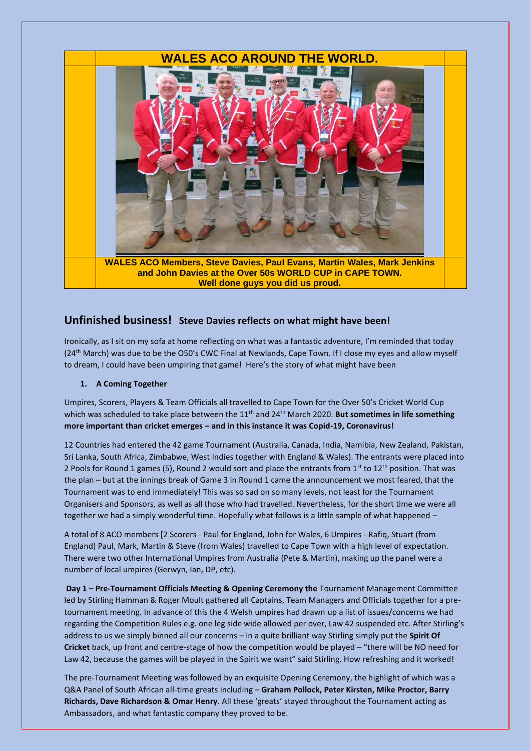# WALES ACO AROUND THE WORLD.

**WALES ACO Members, Steve Davies, Paul Evans, Martin Wales, Mark Jenkins and John Davies at the Over 50s WORLD CUP in CAPE TOWN. Well done guys you did us proud.**

## Unfinished business! Steve Davies reflects on what might have been!

Ironically, as I sit on my sofa at home reflecting on what was a fantastic adventure, I'm reminded that today (24th March) was due to be the O50's CWC Final at Newlands, Cape Town. If I close my eyes and allow myself to dream, I could have been umpiring that game! Here's the story of what might have been

### 1. A Coming Together

Umpires, Scorers, Players & Team Officials all travelled to Cape Town for the Over 50's Cricket World Cup which was scheduled to take place between the 11th and 24th March 2020. **But sometimes in life something more important than cricket emerges – and in this instance it was Copid-19, Coronavirus!**

12 Countries had entered the 42 game Tournament (Australia, Canada, India, Namibia, New Zealand, Pakistan, Sri Lanka, South Africa, Zimbabwe, West Indies together with England & Wales). The entrants were placed into 2 Pools for Round 1 games (5), Round 2 would sort and place the entrants from 1st to 12th position. That was the plan – but at the innings break of Game 3 in Round 1 came the announcement we most feared, that the Tournament was to end immediately! This was so sad on so many levels, not least for the Tournament Organisers and Sponsors, as well as all those who had travelled. Nevertheless, for the short time we were all together we had a simply wonderful time. Hopefully what follows is a little sample of what happened –

A total of 8 ACO members [2 Scorers - Paul for England, John for Wales, 6 Umpires - Rafiq, Stuart (from England) Paul, Mark, Martin & Steve (from Wales) travelled to Cape Town with a high level of expectation. There were two other International Umpires from Australia (Pete & Martin), making up the panel were a number of local umpires (Gerwyn, Ian, DP, etc).

**Day 1 – Pre-Tournament Officials Meeting & Opening Ceremony the** Tournament Management Committee led by Stirling Hamman & Roger Moult gathered all Captains, Team Managers and Officials together for a pre-tournament meeting. In advance of this the 4 Welsh umpires had drawn up a list of issues/concerns we had regarding the Competition Rules e.g. one leg side wide allowed per over, Law 42 suspended etc. After Stirling's address to us we simply binned all our concerns – in a quite brilliant way Stirling simply put the **Spirit Of Cricket** back, up front and centre-stage of how the competition would be played – "there will be NO need for Law 42, because the games will be played in the Spirit we want" said Stirling. How refreshing and it worked!

The pre-Tournament Meeting was followed by an exquisite Opening Ceremony, the highlight of which was a Q&A Panel of South African all-time greats including – **Graham Pollock, Peter Kirsten, Mike Proctor, Barry Richards, Dave Richardson & Omar Henry**. All these 'greats' stayed throughout the Tournament acting as Ambassadors, and what fantastic company they proved to be.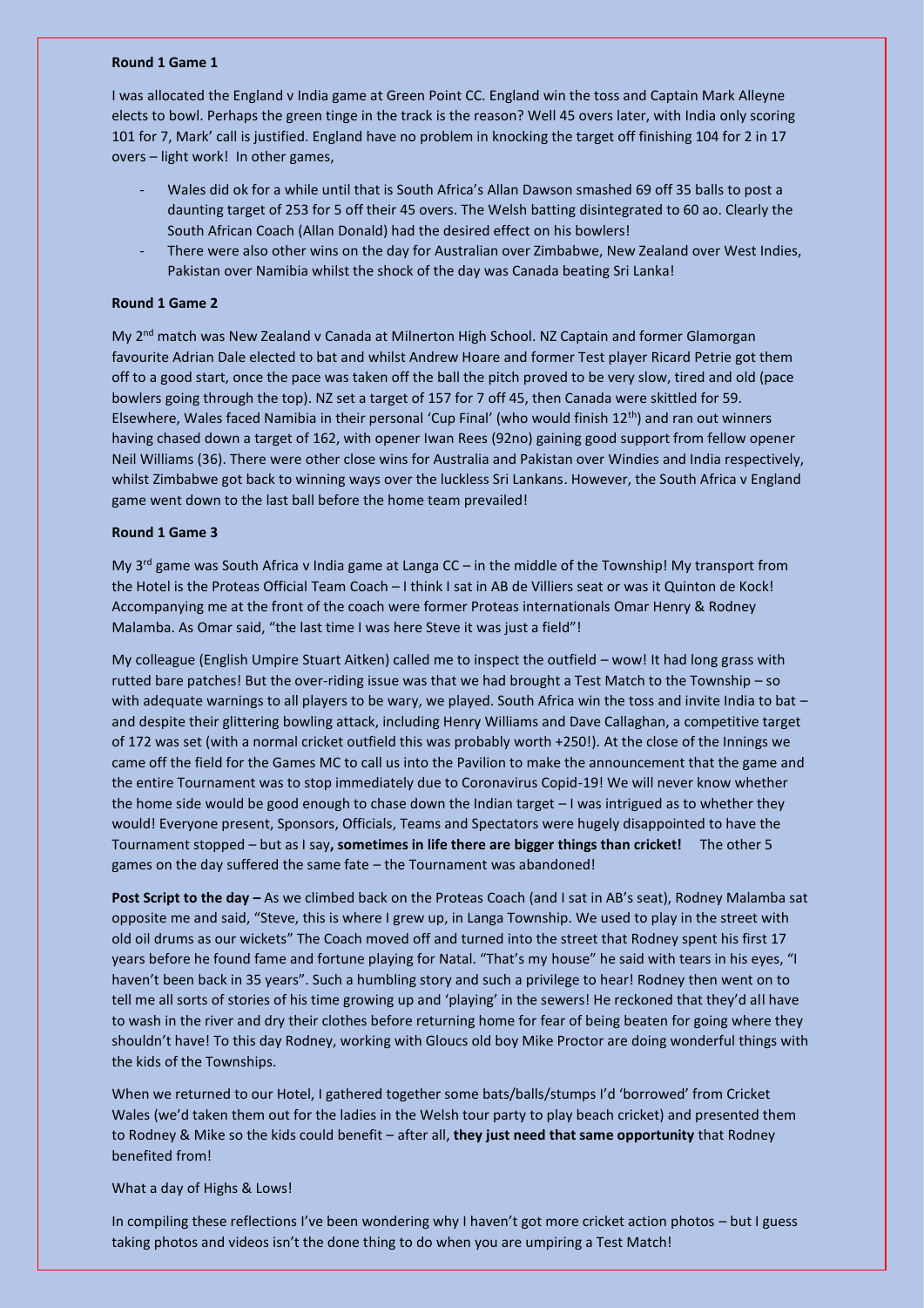**Round 1 Game 1**

I was allocated the England v India game at Green Point CC. England win the toss and Captain Mark Alleyne elects to bowl. Perhaps the green tinge in the track is the reason? Well 45 overs later, with India only scoring 101 for 7, Mark' call is justified. England have no problem in knocking the target off finishing 104 for 2 in 17 overs – light work! In other games,

- Wales did ok for a while until that is South Africa's Allan Dawson smashed 69 off 35 balls to post a daunting target of 253 for 5 off their 45 overs. The Welsh batting disintegrated to 60 ao. Clearly the South African Coach (Allan Donald) had the desired effect on his bowlers!
- There were also other wins on the day for Australian over Zimbabwe, New Zealand over West Indies, Pakistan over Namibia whilst the shock of the day was Canada beating Sri Lanka!

**Round 1 Game 2**

My 2nd match was New Zealand v Canada at Milnerton High School. NZ Captain and former Glamorgan favourite Adrian Dale elected to bat and whilst Andrew Hoare and former Test player Ricard Petrie got them off to a good start, once the pace was taken off the ball the pitch proved to be very slow, tired and old (pace bowlers going through the top). NZ set a target of 157 for 7 off 45, then Canada were skittled for 59. Elsewhere, Wales faced Namibia in their personal 'Cup Final' (who would finish 12th) and ran out winners having chased down a target of 162, with opener Iwan Rees (92no) gaining good support from fellow opener Neil Williams (36). There were other close wins for Australia and Pakistan over Windies and India respectively, whilst Zimbabwe got back to winning ways over the luckless Sri Lankans. However, the South Africa v England game went down to the last ball before the home team prevailed!

**Round 1 Game 3**

My 3rd game was South Africa v India game at Langa CC – in the middle of the Township! My transport from the Hotel is the Proteas Official Team Coach – I think I sat in AB de Villiers seat or was it Quinton de Kock! Accompanying me at the front of the coach were former Proteas internationals Omar Henry & Rodney Malamba. As Omar said, "the last time I was here Steve it was just a field"!

My colleague (English Umpire Stuart Aitken) called me to inspect the outfield – wow! It had long grass with rutted bare patches! But the over-riding issue was that we had brought a Test Match to the Township – so with adequate warnings to all players to be wary, we played. South Africa win the toss and invite India to bat – and despite their glittering bowling attack, including Henry Williams and Dave Callaghan, a competitive target of 172 was set (with a normal cricket outfield this was probably worth +250!). At the close of the Innings we came off the field for the Games MC to call us into the Pavilion to make the announcement that the game and the entire Tournament was to stop immediately due to Coronavirus Copid-19! We will never know whether the home side would be good enough to chase down the Indian target – I was intrigued as to whether they would! Everyone present, Sponsors, Officials, Teams and Spectators were hugely disappointed to have the Tournament stopped – but as I say**, sometimes in life there are bigger things than cricket!** The other 5 games on the day suffered the same fate – the Tournament was abandoned!

**Post Script to the day –** As we climbed back on the Proteas Coach (and I sat in AB's seat), Rodney Malamba sat opposite me and said, "Steve, this is where I grew up, in Langa Township. We used to play in the street with old oil drums as our wickets" The Coach moved off and turned into the street that Rodney spent his first 17 years before he found fame and fortune playing for Natal. "That's my house" he said with tears in his eyes, "I haven't been back in 35 years". Such a humbling story and such a privilege to hear! Rodney then went on to tell me all sorts of stories of his time growing up and 'playing' in the sewers! He reckoned that they'd all have to wash in the river and dry their clothes before returning home for fear of being beaten for going where they shouldn't have! To this day Rodney, working with Gloucs old boy Mike Proctor are doing wonderful things with the kids of the Townships.

When we returned to our Hotel, I gathered together some bats/balls/stumps I'd 'borrowed' from Cricket Wales (we'd taken them out for the ladies in the Welsh tour party to play beach cricket) and presented them to Rodney & Mike so the kids could benefit – after all, **they just need that same opportunity** that Rodney benefited from!

What a day of Highs & Lows!

In compiling these reflections I've been wondering why I haven't got more cricket action photos – but I guess taking photos and videos isn't the done thing to do when you are umpiring a Test Match!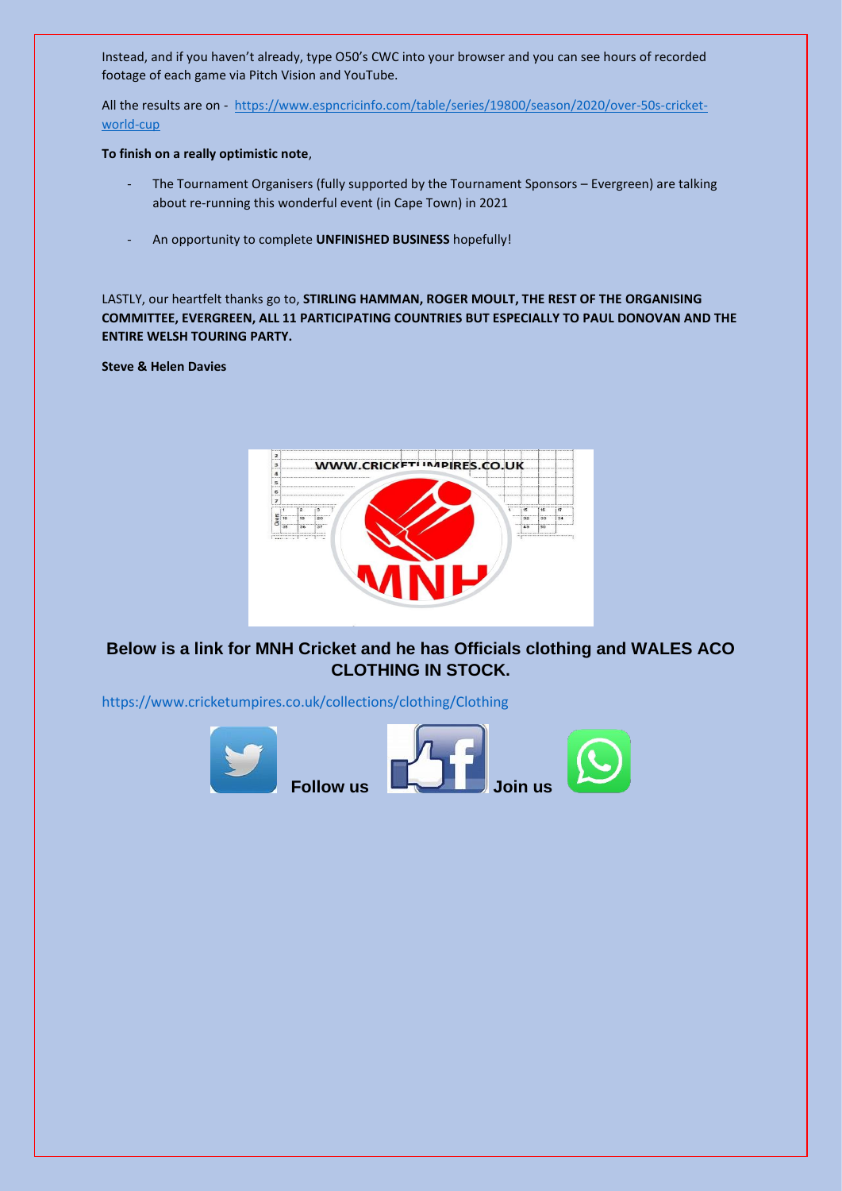Instead, and if you haven't already, type O50's CWC into your browser and you can see hours of recorded footage of each game via Pitch Vision and YouTube.

All the results are on - https://www.espncricinfo.com/table/series/19800/season/2020/over-50s-cricket-world-cup

**To finish on a really optimistic note**,

- The Tournament Organisers (fully supported by the Tournament Sponsors – Evergreen) are talking about re-running this wonderful event (in Cape Town) in 2021
- An opportunity to complete **UNFINISHED BUSINESS** hopefully!

LASTLY, our heartfelt thanks go to, **STIRLING HAMMAN, ROGER MOULT, THE REST OF THE ORGANISING COMMITTEE, EVERGREEN, ALL 11 PARTICIPATING COUNTRIES BUT ESPECIALLY TO PAUL DONOVAN AND THE ENTIRE WELSH TOURING PARTY.**

**Steve & Helen Davies**

WWW.CRICKETUMPIRES.CO.UK

MNH

**Below is a link for MNH Cricket and he has Officials clothing and WALES ACO CLOTHING IN STOCK.**

https://www.cricketumpires.co.uk/collections/clothing/Clothing

**Follow us** **Join us**